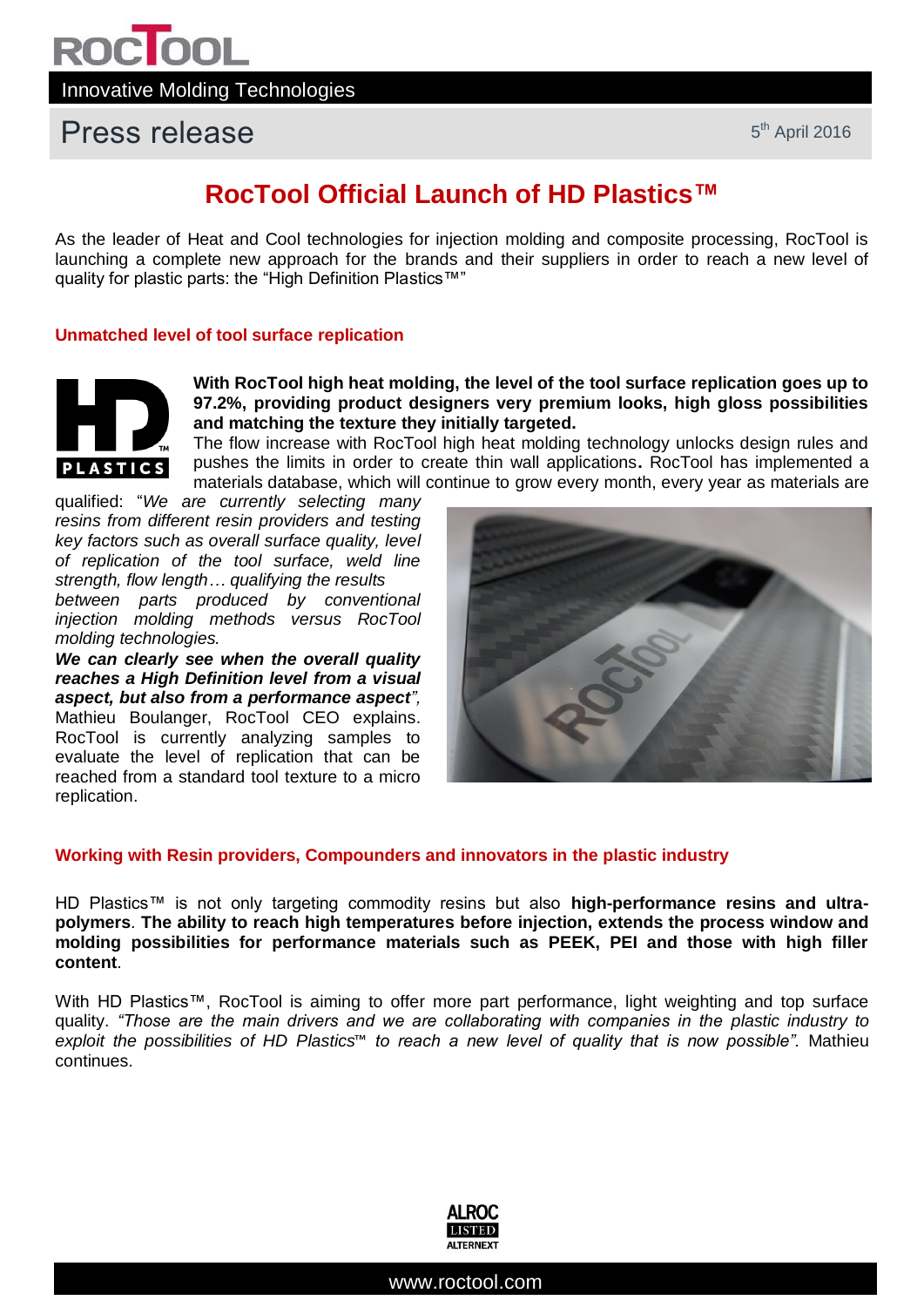Innovative Molding Technologies

# Press release

5th April 2016

## RocTool Official Launch of HD Plastics™

As the leader of Heat and Cool technologies for injection molding and composite processing, RocTool is launching a complete new approach for the brands and their suppliers in order to reach a new level of quality for plastic parts: the "High Definition Plastics™"

### Unmatched level of tool surface replication

**With RocTool high heat molding, the level of the tool surface replication goes up to 97.2%, providing product designers very premium looks, high gloss possibilities and matching the texture they initially targeted.**

The flow increase with RocTool high heat molding technology unlocks design rules and pushes the limits in order to create thin wall applications**.** RocTool has implemented a materials database, which will continue to grow every month, every year as materials are qualified: "*We are currently selecting many resins from different resin providers and testing key factors such as overall surface quality, level of replication of the tool surface, weld line strength, flow length… qualifying the results between parts produced by conventional injection molding methods versus RocTool molding technologies.*

***We can clearly see when the overall quality reaches a High Definition level from a visual aspect, but also from a performance aspect*"*,*** Mathieu Boulanger, RocTool CEO explains. RocTool is currently analyzing samples to evaluate the level of replication that can be reached from a standard tool texture to a micro replication.

### Working with Resin providers, Compounders and innovators in the plastic industry

HD Plastics™ is not only targeting commodity resins but also **high-performance resins and ultra-polymers**. **The ability to reach high temperatures before injection, extends the process window and molding possibilities for performance materials such as PEEK, PEI and those with high filler content**.

With HD Plastics™, RocTool is aiming to offer more part performance, light weighting and top surface quality. *"Those are the main drivers and we are collaborating with companies in the plastic industry to exploit the possibilities of HD Plastics™ to reach a new level of quality that is now possible".* Mathieu continues.

ALROC LISTED ALTERNEXT

www.roctool.com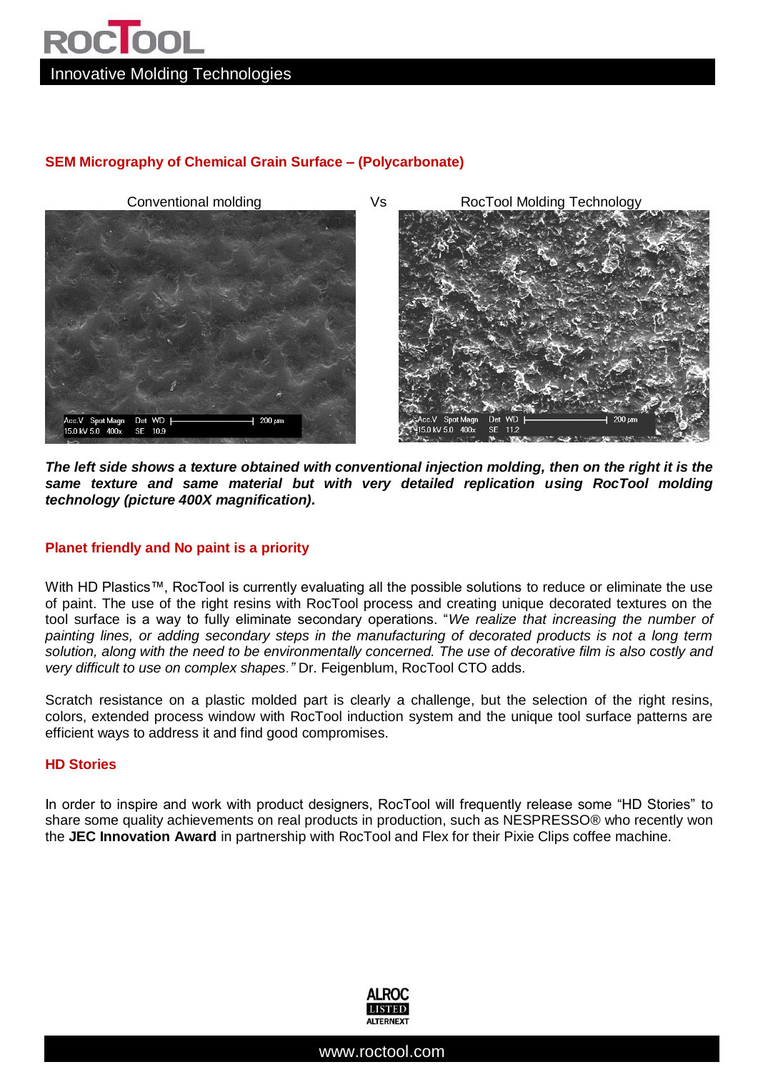## SEM Micrography of Chemical Grain Surface – (Polycarbonate)

Conventional molding Vs RocTool Molding Technology

***The left side shows a texture obtained with conventional injection molding, then on the right it is the same texture and same material but with very detailed replication using RocTool molding technology (picture 400X magnification).***

## Planet friendly and No paint is a priority

With HD Plastics™, RocTool is currently evaluating all the possible solutions to reduce or eliminate the use of paint. The use of the right resins with RocTool process and creating unique decorated textures on the tool surface is a way to fully eliminate secondary operations. "*We realize that increasing the number of painting lines, or adding secondary steps in the manufacturing of decorated products is not a long term solution, along with the need to be environmentally concerned. The use of decorative film is also costly and very difficult to use on complex shapes."* Dr. Feigenblum, RocTool CTO adds.

Scratch resistance on a plastic molded part is clearly a challenge, but the selection of the right resins, colors, extended process window with RocTool induction system and the unique tool surface patterns are efficient ways to address it and find good compromises.

## HD Stories

In order to inspire and work with product designers, RocTool will frequently release some "HD Stories" to share some quality achievements on real products in production, such as NESPRESSO® who recently won the **JEC Innovation Award** in partnership with RocTool and Flex for their Pixie Clips coffee machine.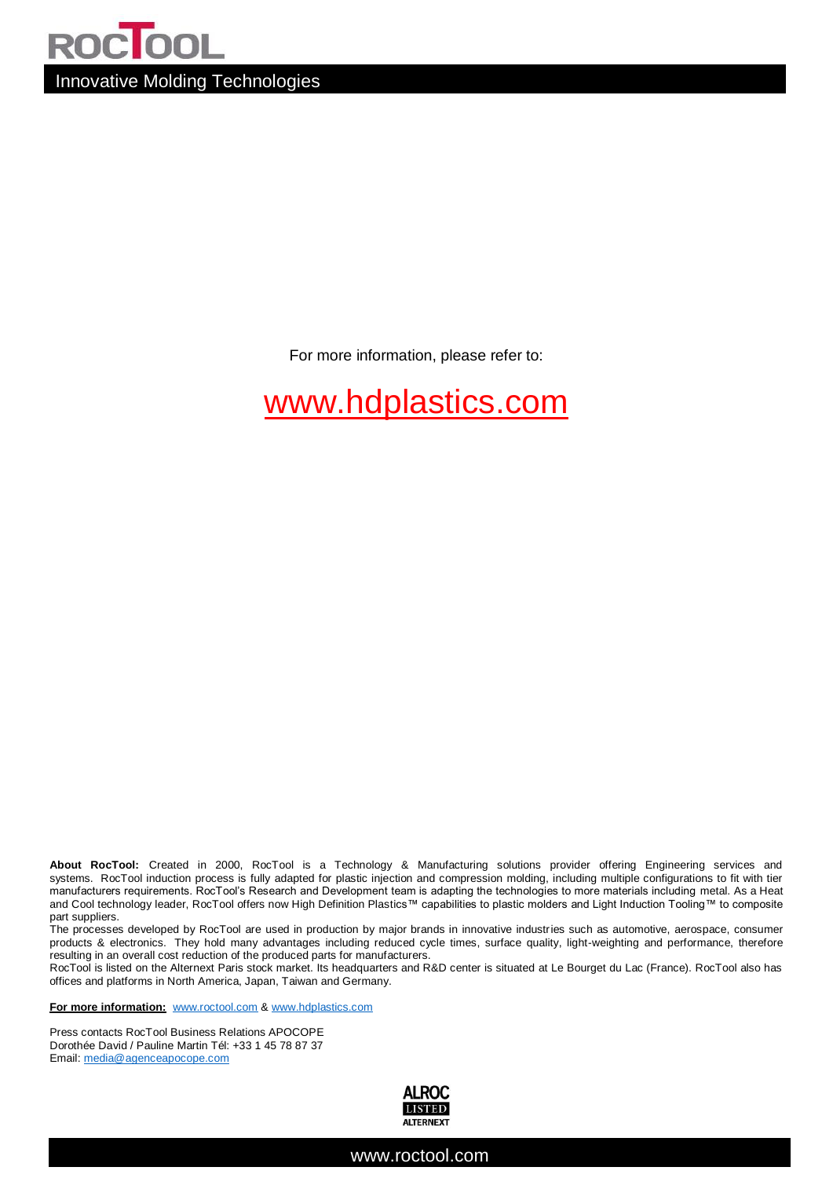For more information, please refer to:

www.hdplastics.com

**About RocTool:** Created in 2000, RocTool is a Technology & Manufacturing solutions provider offering Engineering services and systems. RocTool induction process is fully adapted for plastic injection and compression molding, including multiple configurations to fit with tier manufacturers requirements. RocTool's Research and Development team is adapting the technologies to more materials including metal. As a Heat and Cool technology leader, RocTool offers now High Definition Plastics™ capabilities to plastic molders and Light Induction Tooling™ to composite part suppliers.

The processes developed by RocTool are used in production by major brands in innovative industries such as automotive, aerospace, consumer products & electronics. They hold many advantages including reduced cycle times, surface quality, light-weighting and performance, therefore resulting in an overall cost reduction of the produced parts for manufacturers.

RocTool is listed on the Alternext Paris stock market. Its headquarters and R&D center is situated at Le Bourget du Lac (France). RocTool also has offices and platforms in North America, Japan, Taiwan and Germany.

**For more information:** www.roctool.com & www.hdplastics.com

Press contacts RocTool Business Relations APOCOPE
Dorothée David / Pauline Martin Tél: +33 1 45 78 87 37
Email: media@agenceapocope.com

ALROC
LISTED
ALTERNEXT